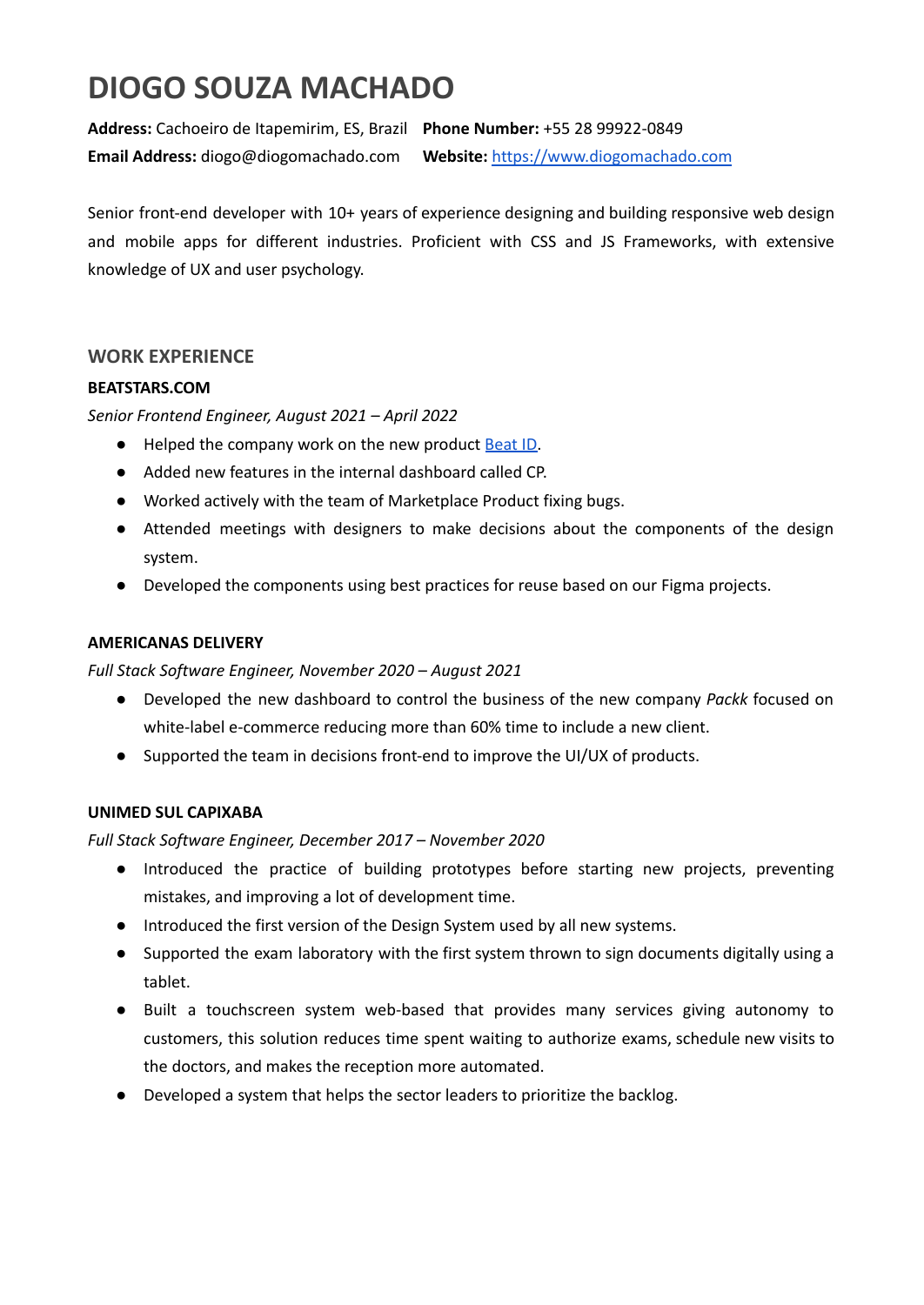# DIOGO SOUZA MACHADO

**Address:** Cachoeiro de Itapemirim, ES, Brazil **Phone Number:** +55 28 99922-0849
**Email Address:** diogo@diogomachado.com **Website:** [https://www.diogomachado.com](https://www.diogomachado.com)

Senior front-end developer with 10+ years of experience designing and building responsive web design and mobile apps for different industries. Proficient with CSS and JS Frameworks, with extensive knowledge of UX and user psychology.

## WORK EXPERIENCE

### BEATSTARS.COM

*Senior Frontend Engineer, August 2021 – April 2022*

- Helped the company work on the new product Beat ID.
- Added new features in the internal dashboard called CP.
- Worked actively with the team of Marketplace Product fixing bugs.
- Attended meetings with designers to make decisions about the components of the design system.
- Developed the components using best practices for reuse based on our Figma projects.

### AMERICANAS DELIVERY

*Full Stack Software Engineer, November 2020 – August 2021*

- Developed the new dashboard to control the business of the new company *Packk* focused on white-label e-commerce reducing more than 60% time to include a new client.
- Supported the team in decisions front-end to improve the UI/UX of products.

### UNIMED SUL CAPIXABA

*Full Stack Software Engineer, December 2017 – November 2020*

- Introduced the practice of building prototypes before starting new projects, preventing mistakes, and improving a lot of development time.
- Introduced the first version of the Design System used by all new systems.
- Supported the exam laboratory with the first system thrown to sign documents digitally using a tablet.
- Built a touchscreen system web-based that provides many services giving autonomy to customers, this solution reduces time spent waiting to authorize exams, schedule new visits to the doctors, and makes the reception more automated.
- Developed a system that helps the sector leaders to prioritize the backlog.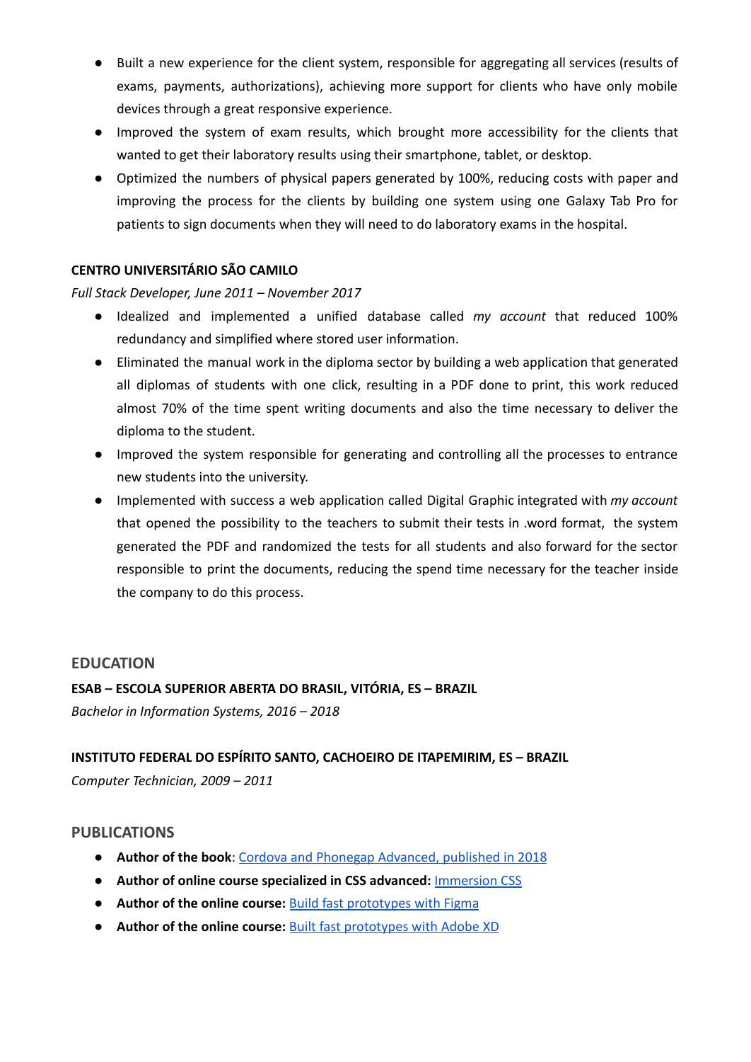- Built a new experience for the client system, responsible for aggregating all services (results of exams, payments, authorizations), achieving more support for clients who have only mobile devices through a great responsive experience.
- Improved the system of exam results, which brought more accessibility for the clients that wanted to get their laboratory results using their smartphone, tablet, or desktop.
- Optimized the numbers of physical papers generated by 100%, reducing costs with paper and improving the process for the clients by building one system using one Galaxy Tab Pro for patients to sign documents when they will need to do laboratory exams in the hospital.

**CENTRO UNIVERSITÁRIO SÃO CAMILO**

*Full Stack Developer, June 2011 – November 2017*

- Idealized and implemented a unified database called *my account* that reduced 100% redundancy and simplified where stored user information.
- Eliminated the manual work in the diploma sector by building a web application that generated all diplomas of students with one click, resulting in a PDF done to print, this work reduced almost 70% of the time spent writing documents and also the time necessary to deliver the diploma to the student.
- Improved the system responsible for generating and controlling all the processes to entrance new students into the university.
- Implemented with success a web application called Digital Graphic integrated with *my account* that opened the possibility to the teachers to submit their tests in .word format, the system generated the PDF and randomized the tests for all students and also forward for the sector responsible to print the documents, reducing the spend time necessary for the teacher inside the company to do this process.

## EDUCATION

**ESAB – ESCOLA SUPERIOR ABERTA DO BRASIL, VITÓRIA, ES – BRAZIL**

*Bachelor in Information Systems, 2016 – 2018*

**INSTITUTO FEDERAL DO ESPÍRITO SANTO, CACHOEIRO DE ITAPEMIRIM, ES – BRAZIL**

*Computer Technician, 2009 – 2011*

## PUBLICATIONS

- **Author of the book**: Cordova and Phonegap Advanced, published in 2018
- **Author of online course specialized in CSS advanced:** Immersion CSS
- **Author of the online course:** Build fast prototypes with Figma
- **Author of the online course:** Built fast prototypes with Adobe XD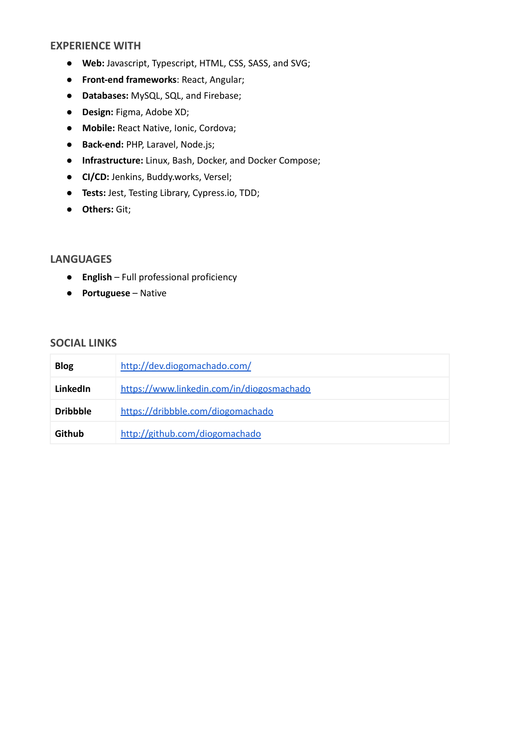## EXPERIENCE WITH

- **Web:** Javascript, Typescript, HTML, CSS, SASS, and SVG;
- **Front-end frameworks**: React, Angular;
- **Databases:** MySQL, SQL, and Firebase;
- **Design:** Figma, Adobe XD;
- **Mobile:** React Native, Ionic, Cordova;
- **Back-end:** PHP, Laravel, Node.js;
- **Infrastructure:** Linux, Bash, Docker, and Docker Compose;
- **CI/CD:** Jenkins, Buddy.works, Versel;
- **Tests:** Jest, Testing Library, Cypress.io, TDD;
- **Others:** Git;

## LANGUAGES

- **English** – Full professional proficiency
- **Portuguese** – Native

## SOCIAL LINKS

| | |
|---|---|
| **Blog** | http://dev.diogomachado.com/ |
| **LinkedIn** | https://www.linkedin.com/in/diogosmachado |
| **Dribbble** | https://dribbble.com/diogomachado |
| **Github** | http://github.com/diogomachado |